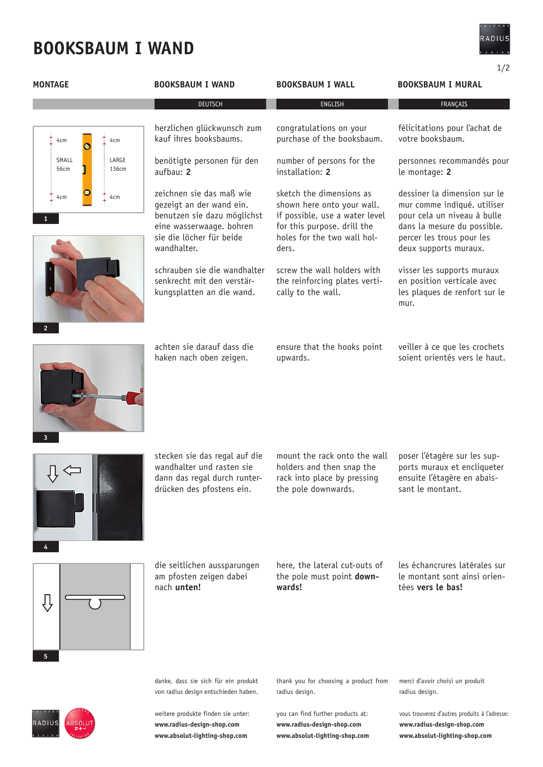# BOOKSBAUM I WAND

## MONTAGE

| | BOOKSBAUM I WAND | BOOKSBAUM I WALL | BOOKSBAUM I MURAL |
|---|---|---|---|
| | DEUTSCH | ENGLISH | FRANÇAIS |
| | herzlichen glückwunsch zum kauf ihres booksbaums. | congratulations on your purchase of the booksbaum. | félicitations pour l'achat de votre booksbaum. |
| | benötigte personen für den aufbau: **2** | number of persons for the installation: **2** | personnes recommandés pour le montage: **2** |
| 1 | zeichnen sie das maß wie gezeigt an der wand ein. benutzen sie dazu möglichst eine wasserwaage. bohren sie die löcher für beide wandhalter. | sketch the dimensions as shown here onto your wall. if possible, use a water level for this purpose. drill the holes for the two wall holders. | dessiner la dimension sur le mur comme indiqué. utiliser pour cela un niveau à bulle dans la mesure du possible. percer les trous pour les deux supports muraux. |
| 2 | schrauben sie die wandhalter senkrecht mit den verstärkungsplatten an die wand. | screw the wall holders with the reinforcing plates vertically to the wall. | visser les supports muraux en position verticale avec les plaques de renfort sur le mur. |
| 3 | achten sie darauf dass die haken nach oben zeigen. | ensure that the hooks point upwards. | veiller à ce que les crochets soient orientés vers le haut. |
| 4 | stecken sie das regal auf die wandhalter und rasten sie dann das regal durch runterdrücken des pfostens ein. | mount the rack onto the wall holders and then snap the rack into place by pressing the pole downwards. | poser l'étagère sur les supports muraux et encliqueter ensuite l'étagère en abaissant le montant. |
| 5 | die seitlichen aussparungen am pfosten zeigen dabei nach **unten!** | here, the lateral cut-outs of the pole must point **downwards!** | les échancrures latérales sur le montant sont ainsi orientées **vers le bas!** |

Figure 1 labels: 4cm, 4cm, SMALL 56cm, LARGE 136cm, 4cm, 4cm

danke, dass sie sich für ein produkt von radius design entschieden haben.

weitere produkte finden sie unter:
**www.radius-design-shop.com**
**www.absolut-lighting-shop.com**

thank you for choosing a product from radius design.

you can find further products at:
**www.radius-design-shop.com**
**www.absolut-lighting-shop.com**

merci d'avoir choisi un produit radius design.

vous trouverez d'autres produits à l'adresse:
**www.radius-design-shop.com**
**www.absolut-lighting-shop.com**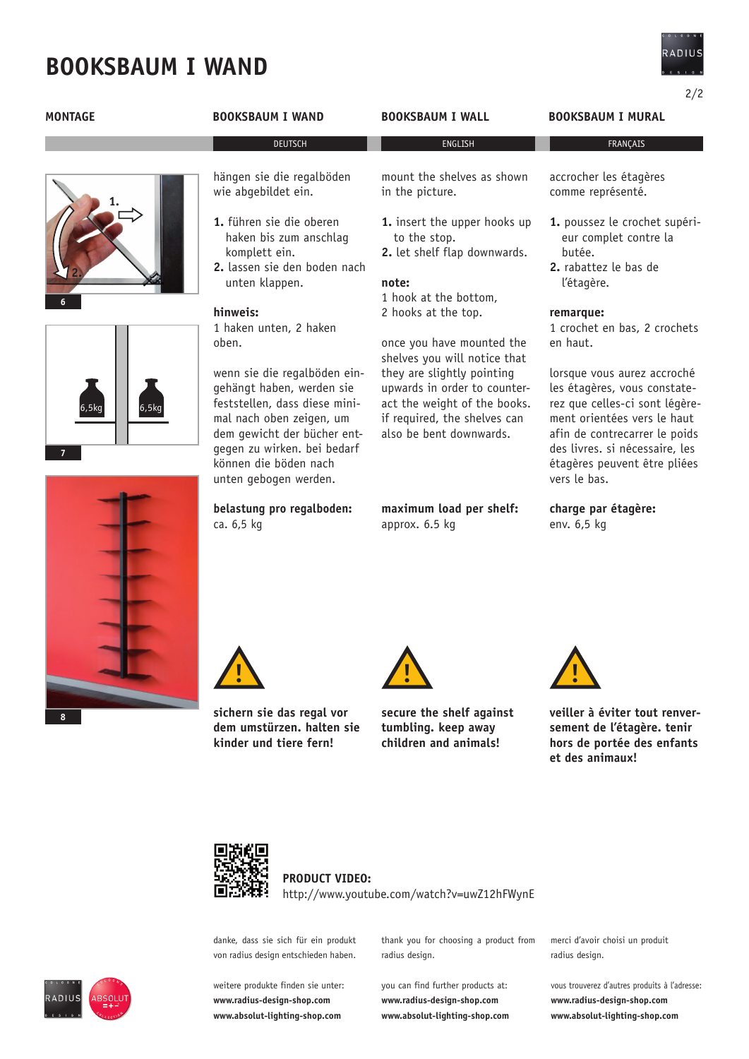# BOOKSBAUM I WAND

## MONTAGE

6

7

6,5kg

6,5kg

8

## BOOKSBAUM I WAND

DEUTSCH

hängen sie die regalböden wie abgebildet ein.

1. führen sie die oberen haken bis zum anschlag komplett ein.
2. lassen sie den boden nach unten klappen.

**hinweis:**
1 haken unten, 2 haken oben.

wenn sie die regalböden eingehängt haben, werden sie feststellen, dass diese minimal nach oben zeigen, um dem gewicht der bücher entgegen zu wirken. bei bedarf können die böden nach unten gebogen werden.

**belastung pro regalboden:**
ca. 6,5 kg

**sichern sie das regal vor dem umstürzen. halten sie kinder und tiere fern!**

## BOOKSBAUM I WALL

ENGLISH

mount the shelves as shown in the picture.

1. insert the upper hooks up to the stop.
2. let shelf flap downwards.

**note:**
1 hook at the bottom,
2 hooks at the top.

once you have mounted the shelves you will notice that they are slightly pointing upwards in order to counteract the weight of the books. if required, the shelves can also be bent downwards.

**maximum load per shelf:**
approx. 6.5 kg

**secure the shelf against tumbling. keep away children and animals!**

## BOOKSBAUM I MURAL

FRANÇAIS

accrocher les étagères comme représenté.

1. poussez le crochet supérieur complet contre la butée.
2. rabattez le bas de l'étagère.

**remarque:**
1 crochet en bas, 2 crochets en haut.

lorsque vous aurez accroché les étagères, vous constaterez que celles-ci sont légèrement orientées vers le haut afin de contrecarrer le poids des livres. si nécessaire, les étagères peuvent être pliées vers le bas.

**charge par étagère:**
env. 6,5 kg

**veiller à éviter tout renversement de l'étagère. tenir hors de portée des enfants et des animaux!**

**PRODUCT VIDEO:**
http://www.youtube.com/watch?v=uwZ12hFWynE

danke, dass sie sich für ein produkt von radius design entschieden haben.

weitere produkte finden sie unter:
**www.radius-design-shop.com**
**www.absolut-lighting-shop.com**

thank you for choosing a product from radius design.

you can find further products at:
**www.radius-design-shop.com**
**www.absolut-lighting-shop.com**

merci d'avoir choisi un produit radius design.

vous trouverez d'autres produits à l'adresse:
**www.radius-design-shop.com**
**www.absolut-lighting-shop.com**